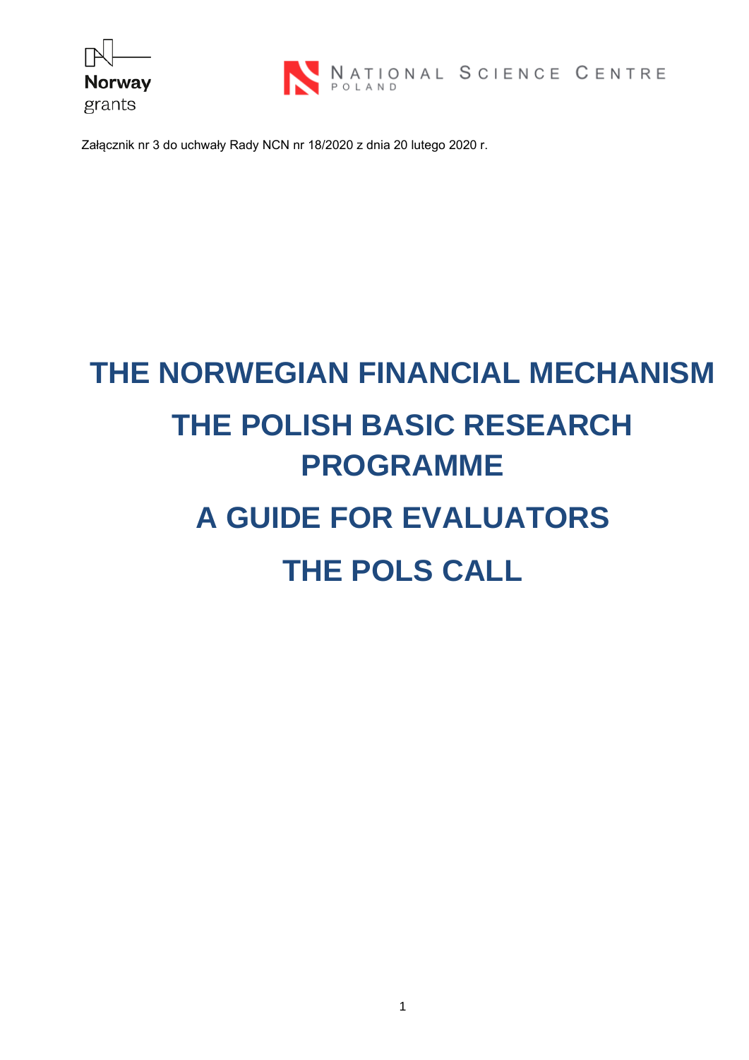Norway grants

NATIONAL SCIENCE CENTRE POLAND

Załącznik nr 3 do uchwały Rady NCN nr 18/2020 z dnia 20 lutego 2020 r.

# THE NORWEGIAN FINANCIAL MECHANISM

# THE POLISH BASIC RESEARCH PROGRAMME

# A GUIDE FOR EVALUATORS

# THE POLS CALL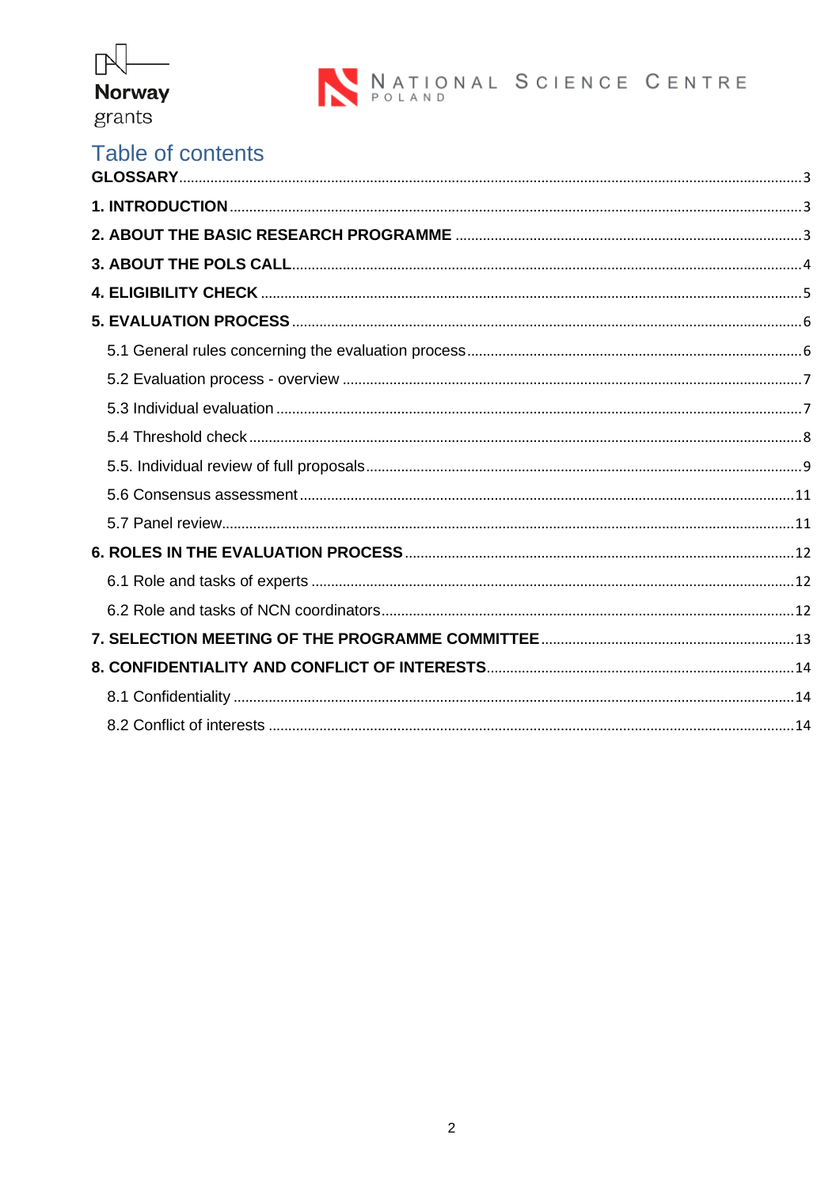# Table of contents

**GLOSSARY** ... 3

**1. INTRODUCTION** ... 3

**2. ABOUT THE BASIC RESEARCH PROGRAMME** ... 3

**3. ABOUT THE POLS CALL** ... 4

**4. ELIGIBILITY CHECK** ... 5

**5. EVALUATION PROCESS** ... 6

- 5.1 General rules concerning the evaluation process ... 6
- 5.2 Evaluation process - overview ... 7
- 5.3 Individual evaluation ... 7
- 5.4 Threshold check ... 8
- 5.5. Individual review of full proposals ... 9
- 5.6 Consensus assessment ... 11
- 5.7 Panel review ... 11

**6. ROLES IN THE EVALUATION PROCESS** ... 12

- 6.1 Role and tasks of experts ... 12
- 6.2 Role and tasks of NCN coordinators ... 12

**7. SELECTION MEETING OF THE PROGRAMME COMMITTEE** ... 13

**8. CONFIDENTIALITY AND CONFLICT OF INTERESTS** ... 14

- 8.1 Confidentiality ... 14
- 8.2 Conflict of interests ... 14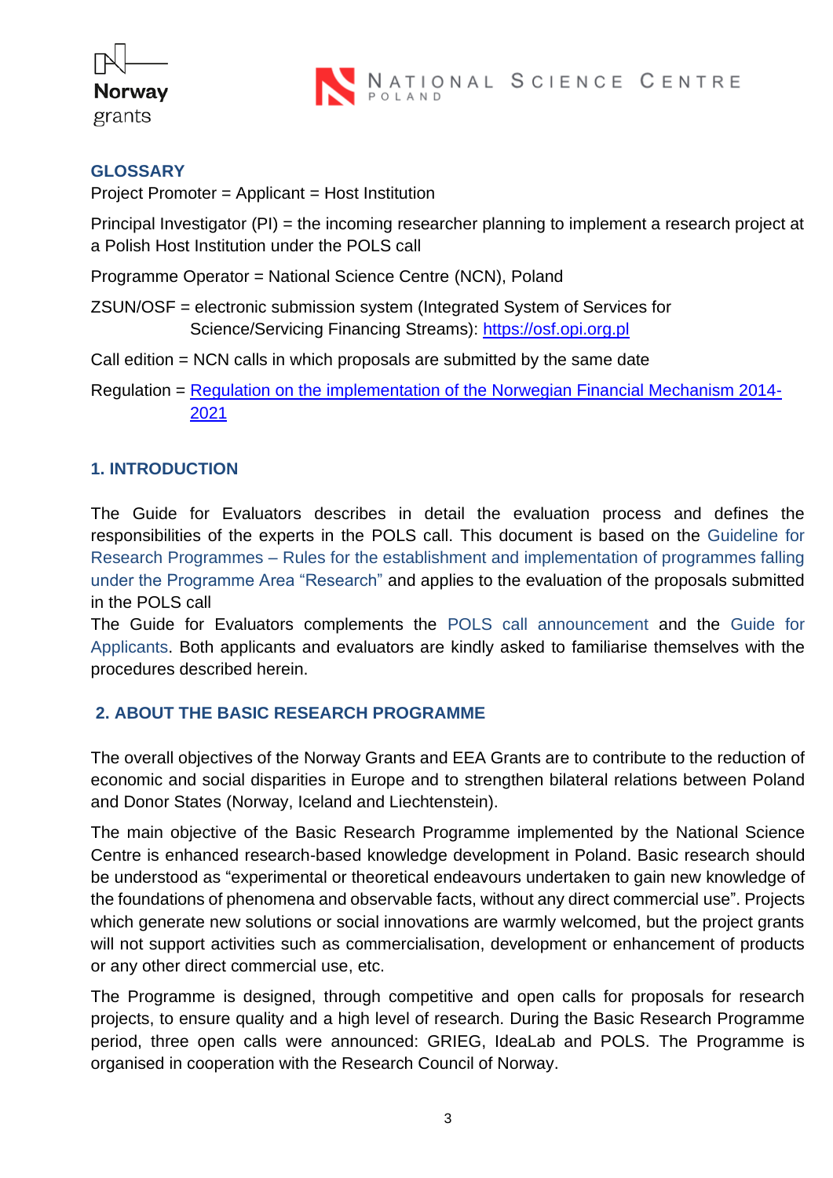## GLOSSARY

Project Promoter = Applicant = Host Institution

Principal Investigator (PI) = the incoming researcher planning to implement a research project at a Polish Host Institution under the POLS call

Programme Operator = National Science Centre (NCN), Poland

ZSUN/OSF = electronic submission system (Integrated System of Services for Science/Servicing Financing Streams): https://osf.opi.org.pl

Call edition = NCN calls in which proposals are submitted by the same date

Regulation = Regulation on the implementation of the Norwegian Financial Mechanism 2014-2021

## 1. INTRODUCTION

The Guide for Evaluators describes in detail the evaluation process and defines the responsibilities of the experts in the POLS call. This document is based on the Guideline for Research Programmes – Rules for the establishment and implementation of programmes falling under the Programme Area "Research" and applies to the evaluation of the proposals submitted in the POLS call

The Guide for Evaluators complements the POLS call announcement and the Guide for Applicants. Both applicants and evaluators are kindly asked to familiarise themselves with the procedures described herein.

## 2. ABOUT THE BASIC RESEARCH PROGRAMME

The overall objectives of the Norway Grants and EEA Grants are to contribute to the reduction of economic and social disparities in Europe and to strengthen bilateral relations between Poland and Donor States (Norway, Iceland and Liechtenstein).

The main objective of the Basic Research Programme implemented by the National Science Centre is enhanced research-based knowledge development in Poland. Basic research should be understood as "experimental or theoretical endeavours undertaken to gain new knowledge of the foundations of phenomena and observable facts, without any direct commercial use". Projects which generate new solutions or social innovations are warmly welcomed, but the project grants will not support activities such as commercialisation, development or enhancement of products or any other direct commercial use, etc.

The Programme is designed, through competitive and open calls for proposals for research projects, to ensure quality and a high level of research. During the Basic Research Programme period, three open calls were announced: GRIEG, IdeaLab and POLS. The Programme is organised in cooperation with the Research Council of Norway.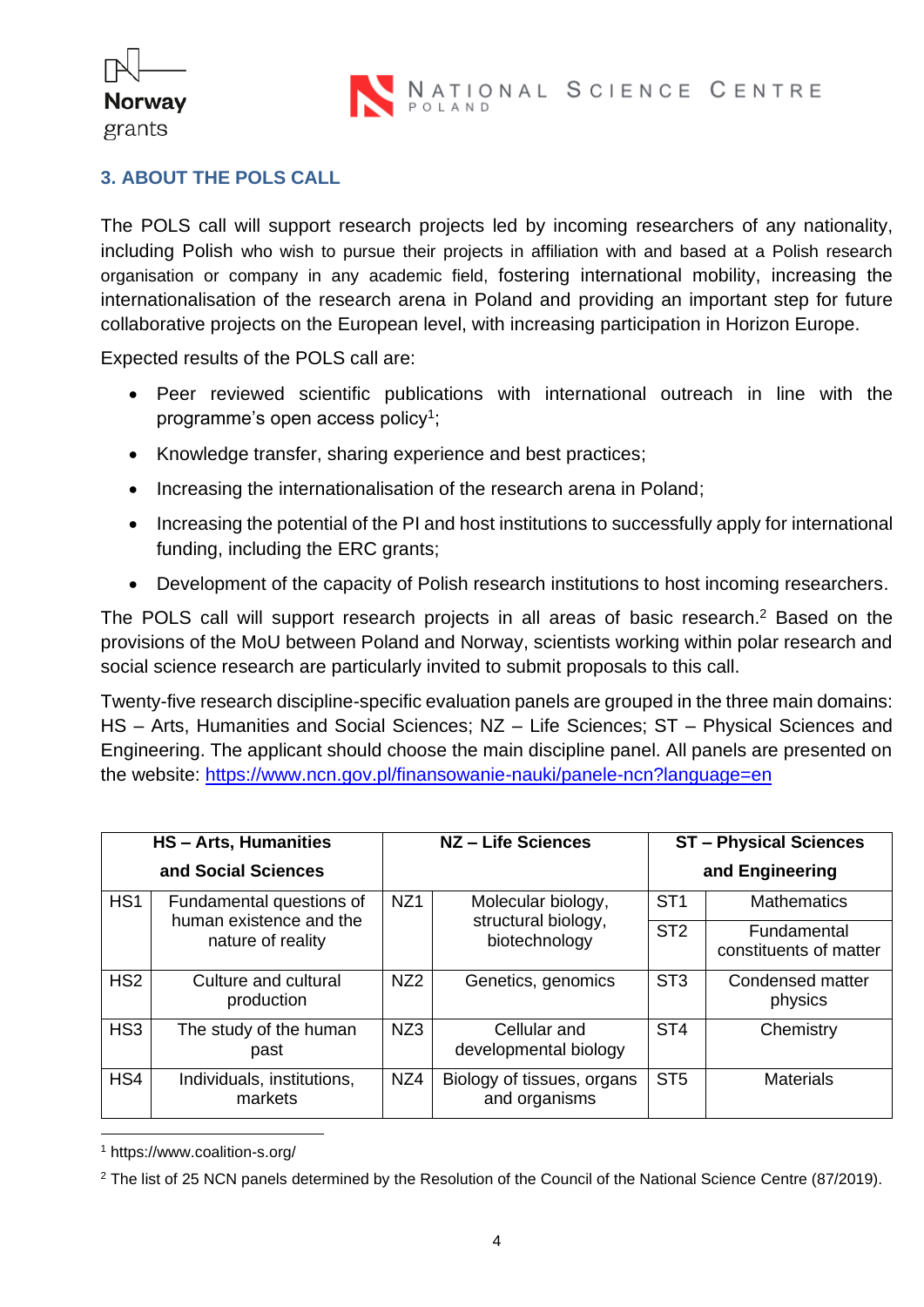## 3. ABOUT THE POLS CALL

The POLS call will support research projects led by incoming researchers of any nationality, including Polish who wish to pursue their projects in affiliation with and based at a Polish research organisation or company in any academic field, fostering international mobility, increasing the internationalisation of the research arena in Poland and providing an important step for future collaborative projects on the European level, with increasing participation in Horizon Europe.

Expected results of the POLS call are:

- Peer reviewed scientific publications with international outreach in line with the programme's open access policy[1];
- Knowledge transfer, sharing experience and best practices;
- Increasing the internationalisation of the research arena in Poland;
- Increasing the potential of the PI and host institutions to successfully apply for international funding, including the ERC grants;
- Development of the capacity of Polish research institutions to host incoming researchers.

The POLS call will support research projects in all areas of basic research.[2] Based on the provisions of the MoU between Poland and Norway, scientists working within polar research and social science research are particularly invited to submit proposals to this call.

Twenty-five research discipline-specific evaluation panels are grouped in the three main domains: HS – Arts, Humanities and Social Sciences; NZ – Life Sciences; ST – Physical Sciences and Engineering. The applicant should choose the main discipline panel. All panels are presented on the website: https://www.ncn.gov.pl/finansowanie-nauki/panele-ncn?language=en

| **HS – Arts, Humanities and Social Sciences** | | **NZ – Life Sciences** | | **ST – Physical Sciences and Engineering** | |
|---|---|---|---|---|---|
| HS1 | Fundamental questions of human existence and the nature of reality | NZ1 | Molecular biology, structural biology, biotechnology | ST1 | Mathematics |
| | | | | ST2 | Fundamental constituents of matter |
| HS2 | Culture and cultural production | NZ2 | Genetics, genomics | ST3 | Condensed matter physics |
| HS3 | The study of the human past | NZ3 | Cellular and developmental biology | ST4 | Chemistry |
| HS4 | Individuals, institutions, markets | NZ4 | Biology of tissues, organs and organisms | ST5 | Materials |

[1] https://www.coalition-s.org/

[2] The list of 25 NCN panels determined by the Resolution of the Council of the National Science Centre (87/2019).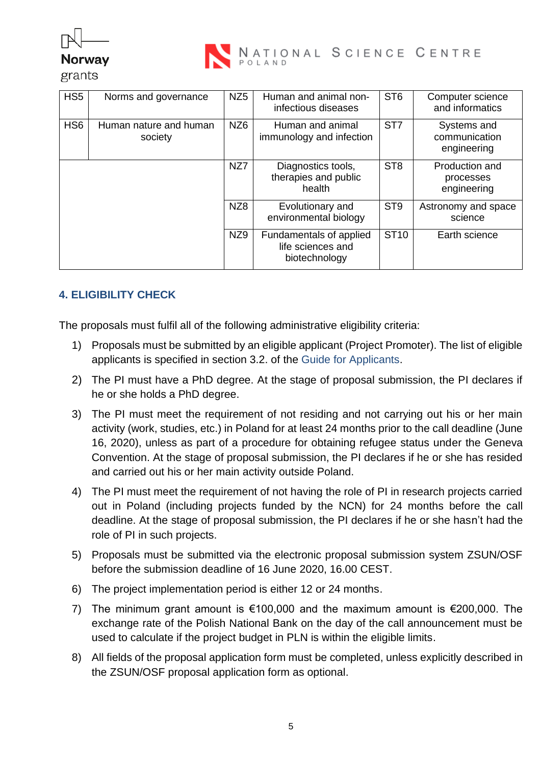| HS5 | Norms and governance | NZ5 | Human and animal non-infectious diseases | ST6 | Computer science and informatics |
|---|---|---|---|---|---|
| HS6 | Human nature and human society | NZ6 | Human and animal immunology and infection | ST7 | Systems and communication engineering |
| | | NZ7 | Diagnostics tools, therapies and public health | ST8 | Production and processes engineering |
| | | NZ8 | Evolutionary and environmental biology | ST9 | Astronomy and space science |
| | | NZ9 | Fundamentals of applied life sciences and biotechnology | ST10 | Earth science |

## 4. ELIGIBILITY CHECK

The proposals must fulfil all of the following administrative eligibility criteria:

1) Proposals must be submitted by an eligible applicant (Project Promoter). The list of eligible applicants is specified in section 3.2. of the Guide for Applicants.
2) The PI must have a PhD degree. At the stage of proposal submission, the PI declares if he or she holds a PhD degree.
3) The PI must meet the requirement of not residing and not carrying out his or her main activity (work, studies, etc.) in Poland for at least 24 months prior to the call deadline (June 16, 2020), unless as part of a procedure for obtaining refugee status under the Geneva Convention. At the stage of proposal submission, the PI declares if he or she has resided and carried out his or her main activity outside Poland.
4) The PI must meet the requirement of not having the role of PI in research projects carried out in Poland (including projects funded by the NCN) for 24 months before the call deadline. At the stage of proposal submission, the PI declares if he or she hasn't had the role of PI in such projects.
5) Proposals must be submitted via the electronic proposal submission system ZSUN/OSF before the submission deadline of 16 June 2020, 16.00 CEST.
6) The project implementation period is either 12 or 24 months.
7) The minimum grant amount is €100,000 and the maximum amount is €200,000. The exchange rate of the Polish National Bank on the day of the call announcement must be used to calculate if the project budget in PLN is within the eligible limits.
8) All fields of the proposal application form must be completed, unless explicitly described in the ZSUN/OSF proposal application form as optional.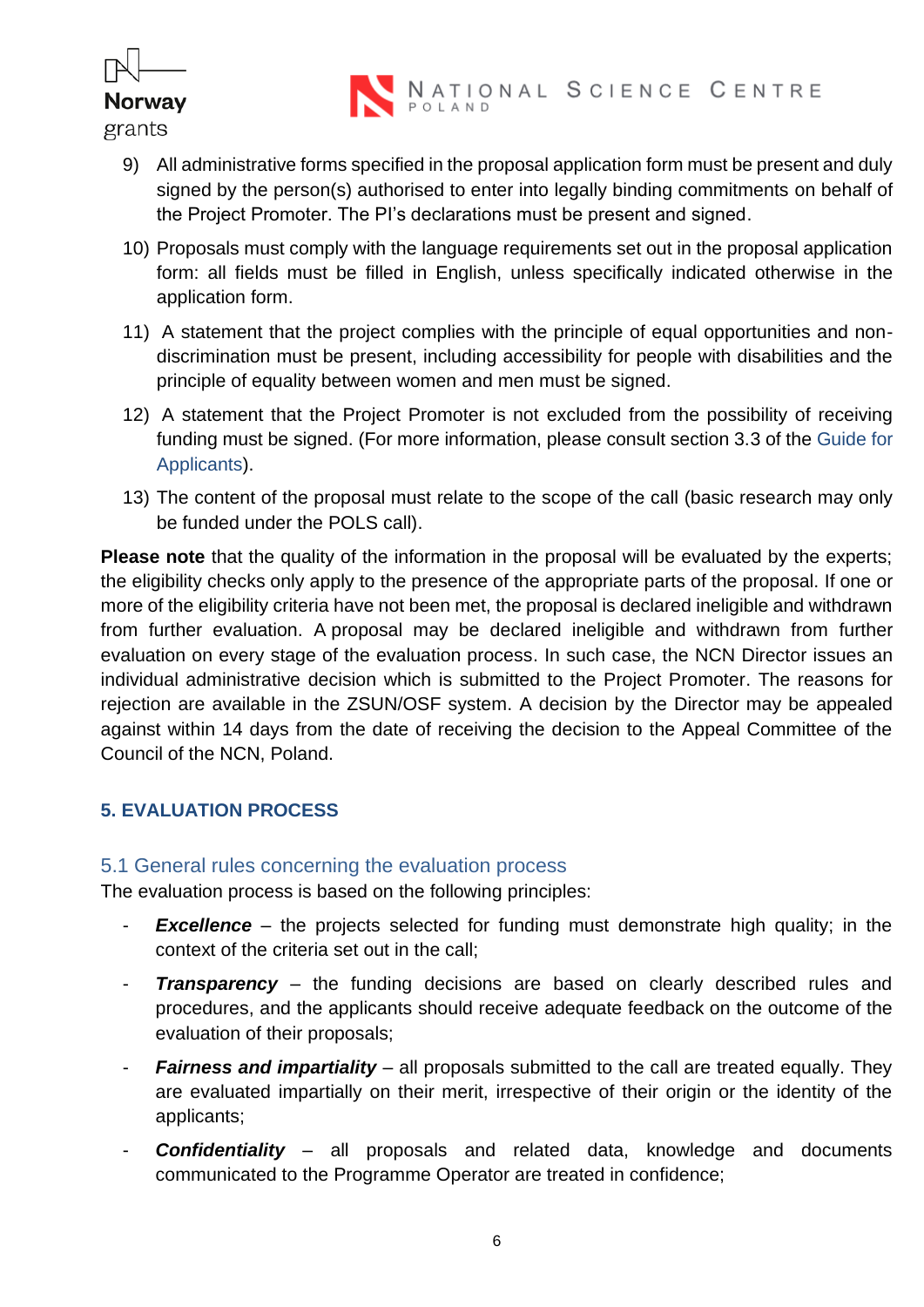9) All administrative forms specified in the proposal application form must be present and duly signed by the person(s) authorised to enter into legally binding commitments on behalf of the Project Promoter. The PI's declarations must be present and signed.
10) Proposals must comply with the language requirements set out in the proposal application form: all fields must be filled in English, unless specifically indicated otherwise in the application form.
11) A statement that the project complies with the principle of equal opportunities and non-discrimination must be present, including accessibility for people with disabilities and the principle of equality between women and men must be signed.
12) A statement that the Project Promoter is not excluded from the possibility of receiving funding must be signed. (For more information, please consult section 3.3 of the Guide for Applicants).
13) The content of the proposal must relate to the scope of the call (basic research may only be funded under the POLS call).

**Please note** that the quality of the information in the proposal will be evaluated by the experts; the eligibility checks only apply to the presence of the appropriate parts of the proposal. If one or more of the eligibility criteria have not been met, the proposal is declared ineligible and withdrawn from further evaluation. A proposal may be declared ineligible and withdrawn from further evaluation on every stage of the evaluation process. In such case, the NCN Director issues an individual administrative decision which is submitted to the Project Promoter. The reasons for rejection are available in the ZSUN/OSF system. A decision by the Director may be appealed against within 14 days from the date of receiving the decision to the Appeal Committee of the Council of the NCN, Poland.

## 5. EVALUATION PROCESS

### 5.1 General rules concerning the evaluation process

The evaluation process is based on the following principles:

- ***Excellence*** – the projects selected for funding must demonstrate high quality; in the context of the criteria set out in the call;
- ***Transparency*** – the funding decisions are based on clearly described rules and procedures, and the applicants should receive adequate feedback on the outcome of the evaluation of their proposals;
- ***Fairness and impartiality*** – all proposals submitted to the call are treated equally. They are evaluated impartially on their merit, irrespective of their origin or the identity of the applicants;
- ***Confidentiality*** – all proposals and related data, knowledge and documents communicated to the Programme Operator are treated in confidence;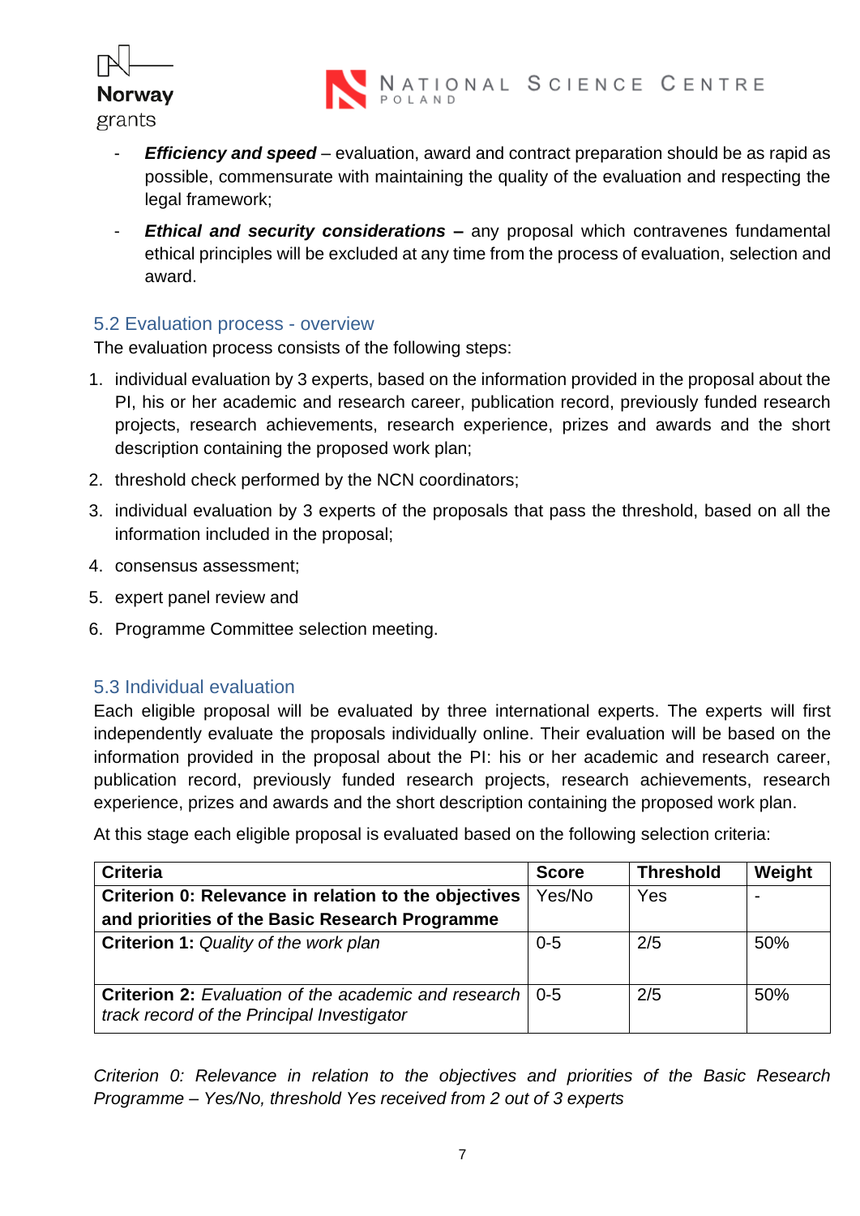- ***Efficiency and speed*** – evaluation, award and contract preparation should be as rapid as possible, commensurate with maintaining the quality of the evaluation and respecting the legal framework;
- ***Ethical and security considerations*** **–** any proposal which contravenes fundamental ethical principles will be excluded at any time from the process of evaluation, selection and award.

## 5.2 Evaluation process - overview

The evaluation process consists of the following steps:

1. individual evaluation by 3 experts, based on the information provided in the proposal about the PI, his or her academic and research career, publication record, previously funded research projects, research achievements, research experience, prizes and awards and the short description containing the proposed work plan;
2. threshold check performed by the NCN coordinators;
3. individual evaluation by 3 experts of the proposals that pass the threshold, based on all the information included in the proposal;
4. consensus assessment;
5. expert panel review and
6. Programme Committee selection meeting.

## 5.3 Individual evaluation

Each eligible proposal will be evaluated by three international experts. The experts will first independently evaluate the proposals individually online. Their evaluation will be based on the information provided in the proposal about the PI: his or her academic and research career, publication record, previously funded research projects, research achievements, research experience, prizes and awards and the short description containing the proposed work plan.

At this stage each eligible proposal is evaluated based on the following selection criteria:

| Criteria | Score | Threshold | Weight |
|---|---|---|---|
| **Criterion 0: Relevance in relation to the objectives and priorities of the Basic Research Programme** | Yes/No | Yes | - |
| **Criterion 1:** *Quality of the work plan* | 0-5 | 2/5 | 50% |
| **Criterion 2:** *Evaluation of the academic and research track record of the Principal Investigator* | 0-5 | 2/5 | 50% |

*Criterion 0: Relevance in relation to the objectives and priorities of the Basic Research Programme – Yes/No, threshold Yes received from 2 out of 3 experts*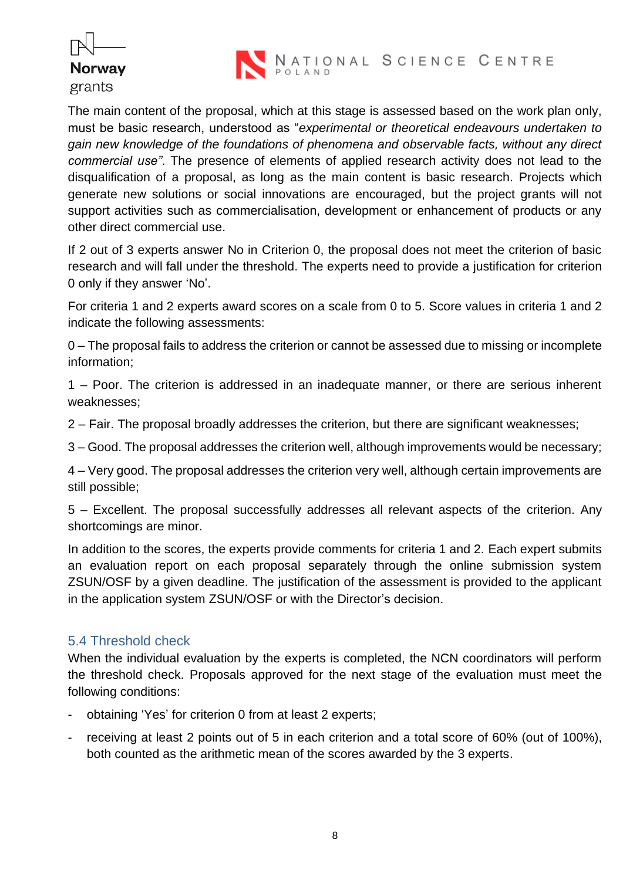The main content of the proposal, which at this stage is assessed based on the work plan only, must be basic research, understood as "*experimental or theoretical endeavours undertaken to gain new knowledge of the foundations of phenomena and observable facts, without any direct commercial use"*. The presence of elements of applied research activity does not lead to the disqualification of a proposal, as long as the main content is basic research. Projects which generate new solutions or social innovations are encouraged, but the project grants will not support activities such as commercialisation, development or enhancement of products or any other direct commercial use.

If 2 out of 3 experts answer No in Criterion 0, the proposal does not meet the criterion of basic research and will fall under the threshold. The experts need to provide a justification for criterion 0 only if they answer 'No'.

For criteria 1 and 2 experts award scores on a scale from 0 to 5. Score values in criteria 1 and 2 indicate the following assessments:

0 – The proposal fails to address the criterion or cannot be assessed due to missing or incomplete information;

1 – Poor. The criterion is addressed in an inadequate manner, or there are serious inherent weaknesses;

2 – Fair. The proposal broadly addresses the criterion, but there are significant weaknesses;

3 – Good. The proposal addresses the criterion well, although improvements would be necessary;

4 – Very good. The proposal addresses the criterion very well, although certain improvements are still possible;

5 – Excellent. The proposal successfully addresses all relevant aspects of the criterion. Any shortcomings are minor.

In addition to the scores, the experts provide comments for criteria 1 and 2. Each expert submits an evaluation report on each proposal separately through the online submission system ZSUN/OSF by a given deadline. The justification of the assessment is provided to the applicant in the application system ZSUN/OSF or with the Director's decision.

### 5.4 Threshold check

When the individual evaluation by the experts is completed, the NCN coordinators will perform the threshold check. Proposals approved for the next stage of the evaluation must meet the following conditions:

- obtaining 'Yes' for criterion 0 from at least 2 experts;
- receiving at least 2 points out of 5 in each criterion and a total score of 60% (out of 100%), both counted as the arithmetic mean of the scores awarded by the 3 experts.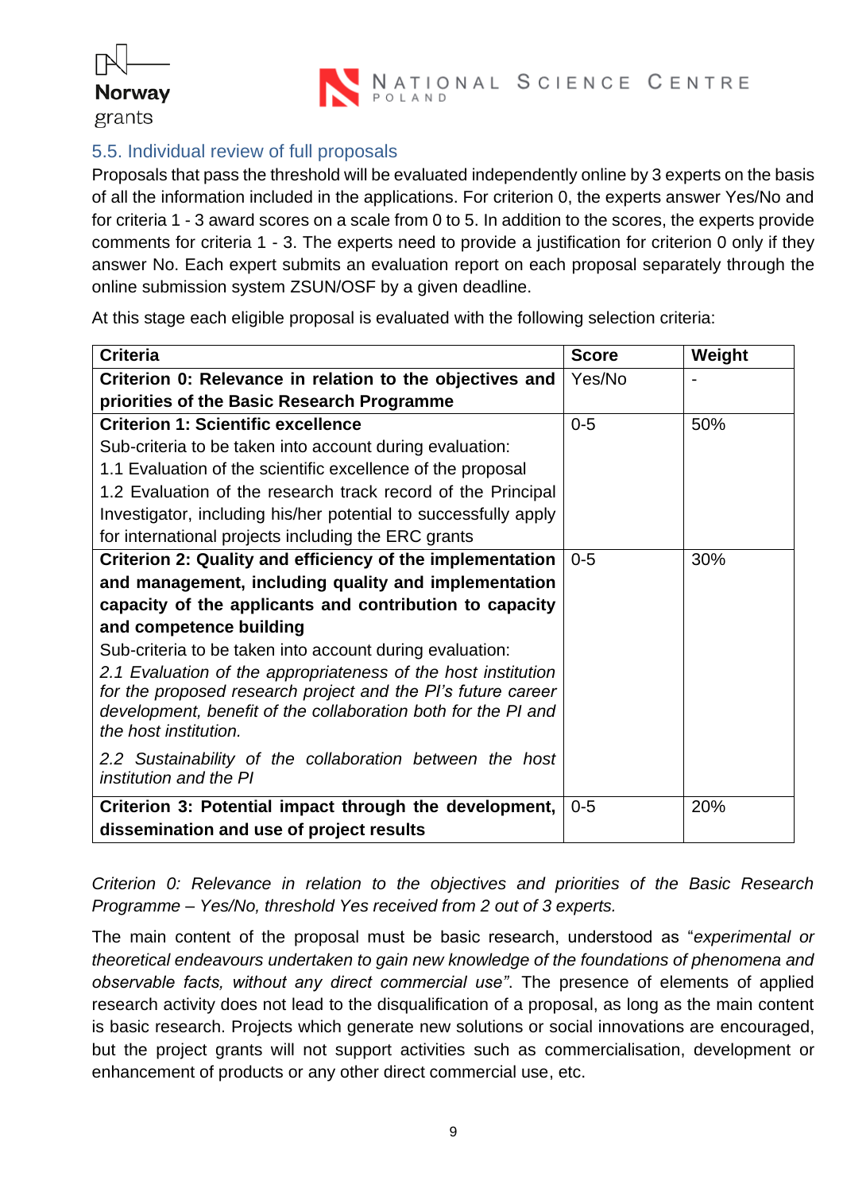### 5.5. Individual review of full proposals

Proposals that pass the threshold will be evaluated independently online by 3 experts on the basis of all the information included in the applications. For criterion 0, the experts answer Yes/No and for criteria 1 - 3 award scores on a scale from 0 to 5. In addition to the scores, the experts provide comments for criteria 1 - 3. The experts need to provide a justification for criterion 0 only if they answer No. Each expert submits an evaluation report on each proposal separately through the online submission system ZSUN/OSF by a given deadline.

At this stage each eligible proposal is evaluated with the following selection criteria:

| Criteria | Score | Weight |
|---|---|---|
| **Criterion 0: Relevance in relation to the objectives and priorities of the Basic Research Programme** | Yes/No | - |
| **Criterion 1: Scientific excellence**<br>Sub-criteria to be taken into account during evaluation:<br>1.1 Evaluation of the scientific excellence of the proposal<br>1.2 Evaluation of the research track record of the Principal Investigator, including his/her potential to successfully apply for international projects including the ERC grants | 0-5 | 50% |
| **Criterion 2: Quality and efficiency of the implementation and management, including quality and implementation capacity of the applicants and contribution to capacity and competence building**<br>Sub-criteria to be taken into account during evaluation:<br>*2.1 Evaluation of the appropriateness of the host institution for the proposed research project and the PI's future career development, benefit of the collaboration both for the PI and the host institution.*<br>*2.2 Sustainability of the collaboration between the host institution and the PI* | 0-5 | 30% |
| **Criterion 3: Potential impact through the development, dissemination and use of project results** | 0-5 | 20% |

*Criterion 0: Relevance in relation to the objectives and priorities of the Basic Research Programme – Yes/No, threshold Yes received from 2 out of 3 experts.*

The main content of the proposal must be basic research, understood as "*experimental or theoretical endeavours undertaken to gain new knowledge of the foundations of phenomena and observable facts, without any direct commercial use"*. The presence of elements of applied research activity does not lead to the disqualification of a proposal, as long as the main content is basic research. Projects which generate new solutions or social innovations are encouraged, but the project grants will not support activities such as commercialisation, development or enhancement of products or any other direct commercial use, etc.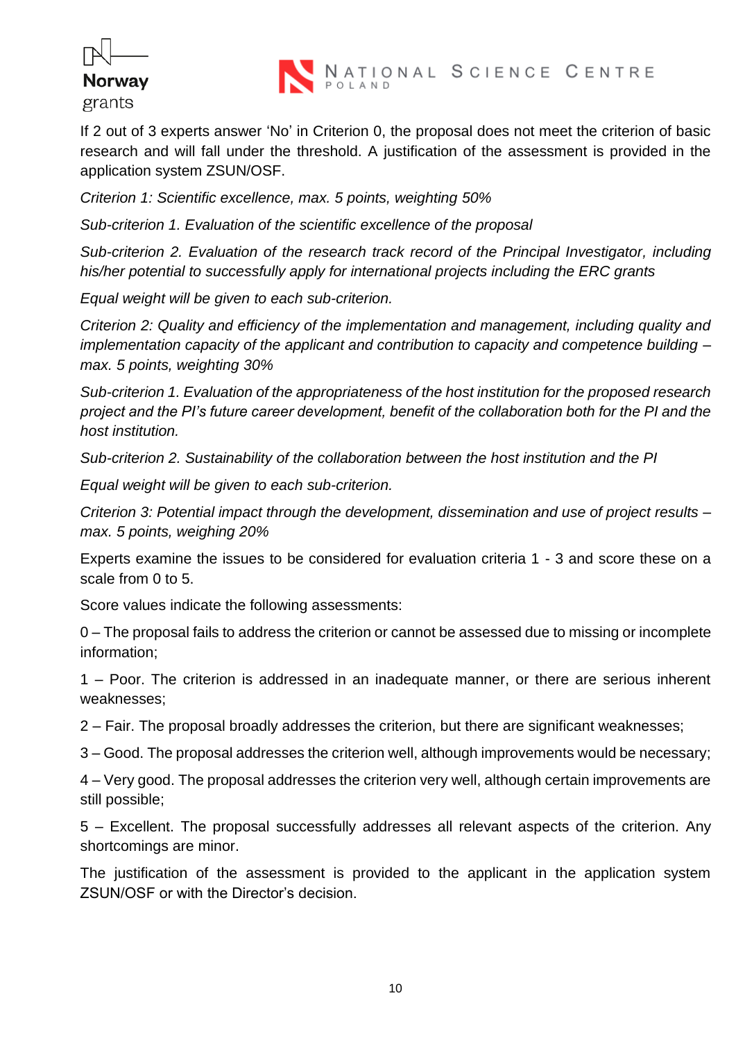If 2 out of 3 experts answer 'No' in Criterion 0, the proposal does not meet the criterion of basic research and will fall under the threshold. A justification of the assessment is provided in the application system ZSUN/OSF.

*Criterion 1: Scientific excellence, max. 5 points, weighting 50%*

*Sub-criterion 1. Evaluation of the scientific excellence of the proposal*

*Sub-criterion 2. Evaluation of the research track record of the Principal Investigator, including his/her potential to successfully apply for international projects including the ERC grants*

*Equal weight will be given to each sub-criterion.*

*Criterion 2: Quality and efficiency of the implementation and management, including quality and implementation capacity of the applicant and contribution to capacity and competence building – max. 5 points, weighting 30%*

*Sub-criterion 1. Evaluation of the appropriateness of the host institution for the proposed research project and the PI's future career development, benefit of the collaboration both for the PI and the host institution.*

*Sub-criterion 2. Sustainability of the collaboration between the host institution and the PI*

*Equal weight will be given to each sub-criterion.*

*Criterion 3: Potential impact through the development, dissemination and use of project results – max. 5 points, weighing 20%*

Experts examine the issues to be considered for evaluation criteria 1 - 3 and score these on a scale from 0 to 5.

Score values indicate the following assessments:

0 – The proposal fails to address the criterion or cannot be assessed due to missing or incomplete information;

1 – Poor. The criterion is addressed in an inadequate manner, or there are serious inherent weaknesses;

2 – Fair. The proposal broadly addresses the criterion, but there are significant weaknesses;

3 – Good. The proposal addresses the criterion well, although improvements would be necessary;

4 – Very good. The proposal addresses the criterion very well, although certain improvements are still possible;

5 – Excellent. The proposal successfully addresses all relevant aspects of the criterion. Any shortcomings are minor.

The justification of the assessment is provided to the applicant in the application system ZSUN/OSF or with the Director's decision.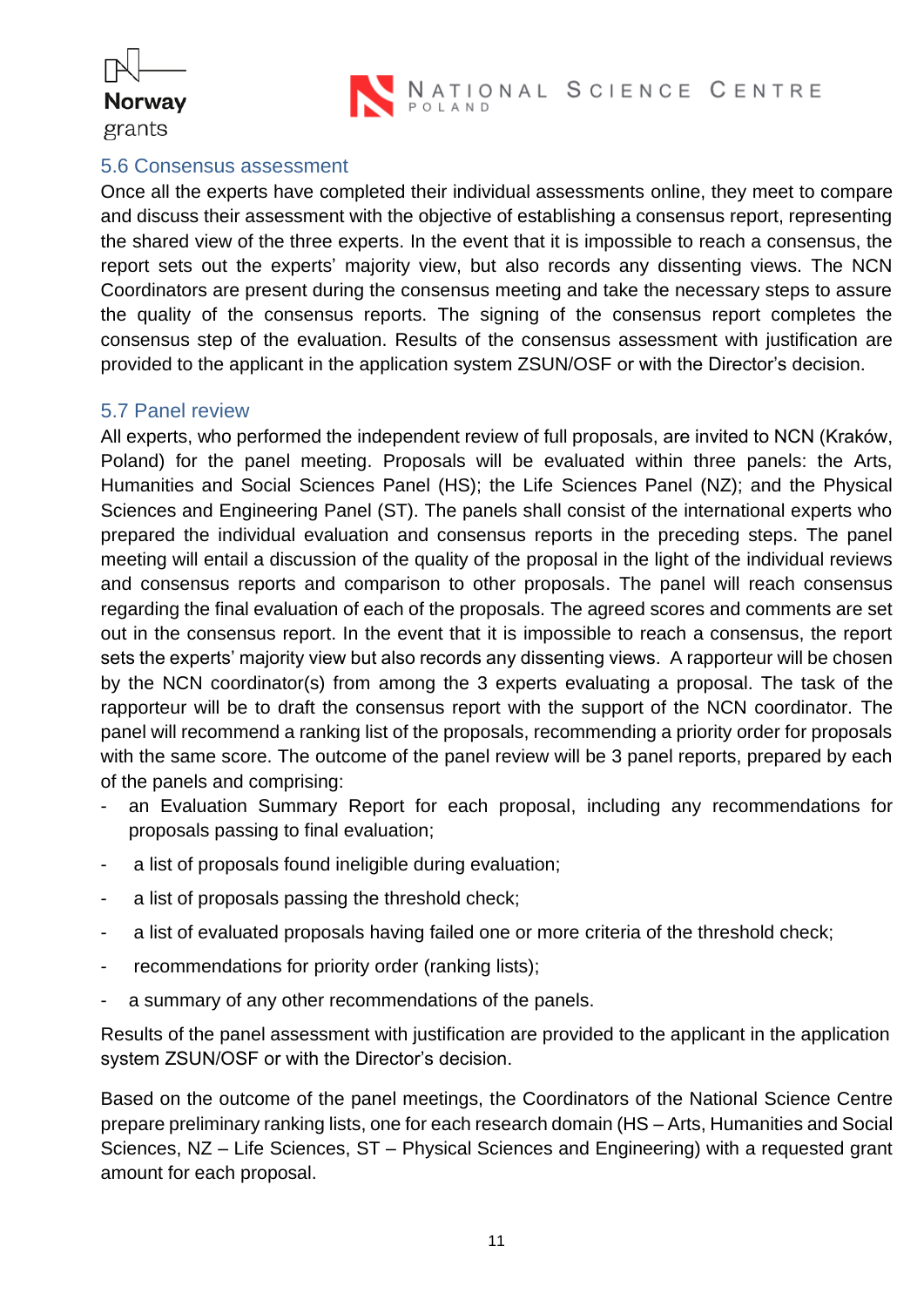## 5.6 Consensus assessment

Once all the experts have completed their individual assessments online, they meet to compare and discuss their assessment with the objective of establishing a consensus report, representing the shared view of the three experts. In the event that it is impossible to reach a consensus, the report sets out the experts' majority view, but also records any dissenting views. The NCN Coordinators are present during the consensus meeting and take the necessary steps to assure the quality of the consensus reports. The signing of the consensus report completes the consensus step of the evaluation. Results of the consensus assessment with justification are provided to the applicant in the application system ZSUN/OSF or with the Director's decision.

## 5.7 Panel review

All experts, who performed the independent review of full proposals, are invited to NCN (Kraków, Poland) for the panel meeting. Proposals will be evaluated within three panels: the Arts, Humanities and Social Sciences Panel (HS); the Life Sciences Panel (NZ); and the Physical Sciences and Engineering Panel (ST). The panels shall consist of the international experts who prepared the individual evaluation and consensus reports in the preceding steps. The panel meeting will entail a discussion of the quality of the proposal in the light of the individual reviews and consensus reports and comparison to other proposals. The panel will reach consensus regarding the final evaluation of each of the proposals. The agreed scores and comments are set out in the consensus report. In the event that it is impossible to reach a consensus, the report sets the experts' majority view but also records any dissenting views. A rapporteur will be chosen by the NCN coordinator(s) from among the 3 experts evaluating a proposal. The task of the rapporteur will be to draft the consensus report with the support of the NCN coordinator. The panel will recommend a ranking list of the proposals, recommending a priority order for proposals with the same score. The outcome of the panel review will be 3 panel reports, prepared by each of the panels and comprising:

- an Evaluation Summary Report for each proposal, including any recommendations for proposals passing to final evaluation;
- a list of proposals found ineligible during evaluation;
- a list of proposals passing the threshold check;
- a list of evaluated proposals having failed one or more criteria of the threshold check;
- recommendations for priority order (ranking lists);
- a summary of any other recommendations of the panels.

Results of the panel assessment with justification are provided to the applicant in the application system ZSUN/OSF or with the Director's decision.

Based on the outcome of the panel meetings, the Coordinators of the National Science Centre prepare preliminary ranking lists, one for each research domain (HS – Arts, Humanities and Social Sciences, NZ – Life Sciences, ST – Physical Sciences and Engineering) with a requested grant amount for each proposal.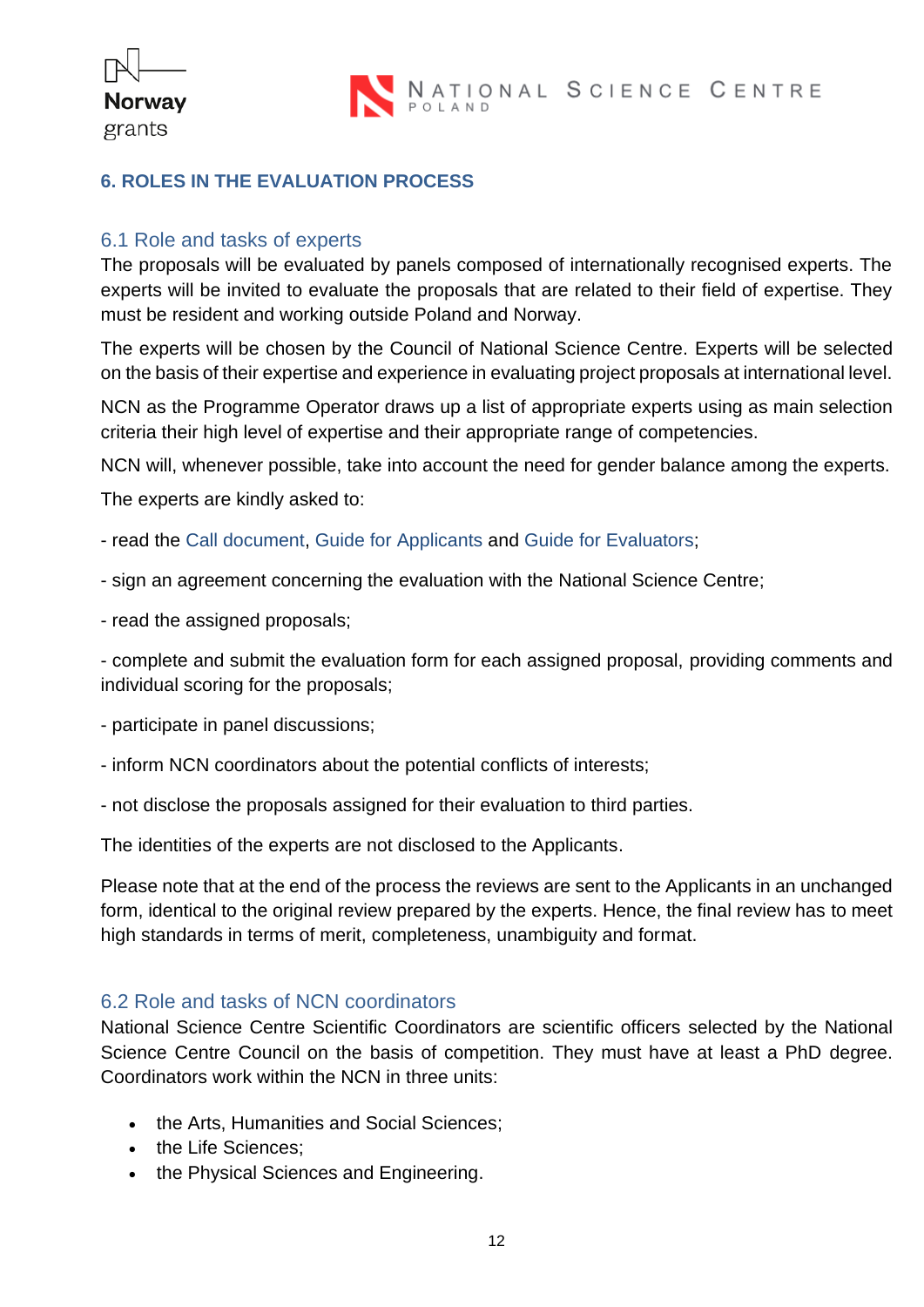## 6. ROLES IN THE EVALUATION PROCESS

### 6.1 Role and tasks of experts

The proposals will be evaluated by panels composed of internationally recognised experts. The experts will be invited to evaluate the proposals that are related to their field of expertise. They must be resident and working outside Poland and Norway.

The experts will be chosen by the Council of National Science Centre. Experts will be selected on the basis of their expertise and experience in evaluating project proposals at international level.

NCN as the Programme Operator draws up a list of appropriate experts using as main selection criteria their high level of expertise and their appropriate range of competencies.

NCN will, whenever possible, take into account the need for gender balance among the experts.

The experts are kindly asked to:

- read the Call document, Guide for Applicants and Guide for Evaluators;

- sign an agreement concerning the evaluation with the National Science Centre;

- read the assigned proposals;

- complete and submit the evaluation form for each assigned proposal, providing comments and individual scoring for the proposals;

- participate in panel discussions;

- inform NCN coordinators about the potential conflicts of interests;

- not disclose the proposals assigned for their evaluation to third parties.

The identities of the experts are not disclosed to the Applicants.

Please note that at the end of the process the reviews are sent to the Applicants in an unchanged form, identical to the original review prepared by the experts. Hence, the final review has to meet high standards in terms of merit, completeness, unambiguity and format.

### 6.2 Role and tasks of NCN coordinators

National Science Centre Scientific Coordinators are scientific officers selected by the National Science Centre Council on the basis of competition. They must have at least a PhD degree. Coordinators work within the NCN in three units:

- the Arts, Humanities and Social Sciences;
- the Life Sciences;
- the Physical Sciences and Engineering.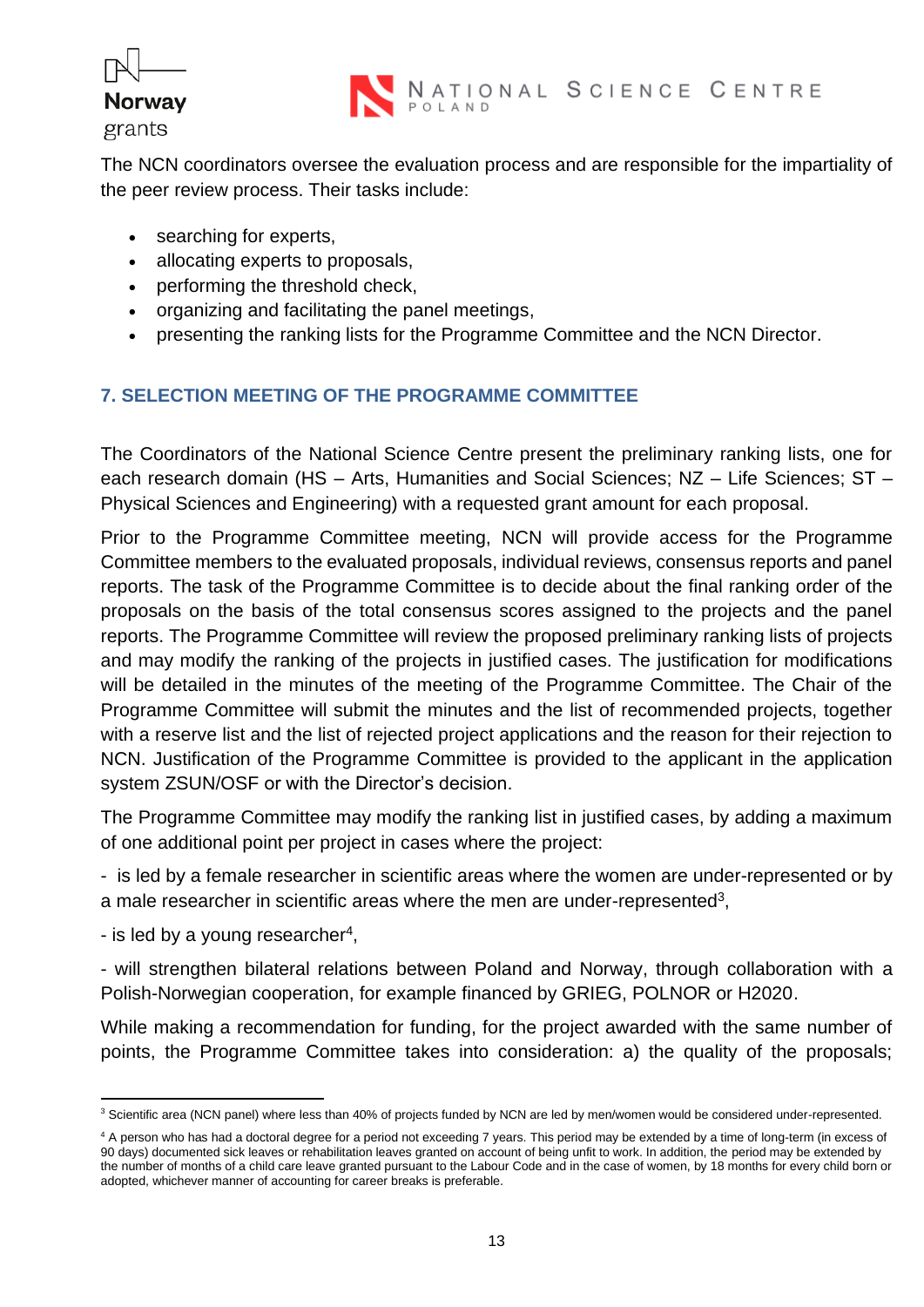The NCN coordinators oversee the evaluation process and are responsible for the impartiality of the peer review process. Their tasks include:

- searching for experts,
- allocating experts to proposals,
- performing the threshold check,
- organizing and facilitating the panel meetings,
- presenting the ranking lists for the Programme Committee and the NCN Director.

## 7. SELECTION MEETING OF THE PROGRAMME COMMITTEE

The Coordinators of the National Science Centre present the preliminary ranking lists, one for each research domain (HS – Arts, Humanities and Social Sciences; NZ – Life Sciences; ST – Physical Sciences and Engineering) with a requested grant amount for each proposal.

Prior to the Programme Committee meeting, NCN will provide access for the Programme Committee members to the evaluated proposals, individual reviews, consensus reports and panel reports. The task of the Programme Committee is to decide about the final ranking order of the proposals on the basis of the total consensus scores assigned to the projects and the panel reports. The Programme Committee will review the proposed preliminary ranking lists of projects and may modify the ranking of the projects in justified cases. The justification for modifications will be detailed in the minutes of the meeting of the Programme Committee. The Chair of the Programme Committee will submit the minutes and the list of recommended projects, together with a reserve list and the list of rejected project applications and the reason for their rejection to NCN. Justification of the Programme Committee is provided to the applicant in the application system ZSUN/OSF or with the Director's decision.

The Programme Committee may modify the ranking list in justified cases, by adding a maximum of one additional point per project in cases where the project:

- is led by a female researcher in scientific areas where the women are under-represented or by a male researcher in scientific areas where the men are under-represented[3],

- is led by a young researcher[4],

- will strengthen bilateral relations between Poland and Norway, through collaboration with a Polish-Norwegian cooperation, for example financed by GRIEG, POLNOR or H2020.

While making a recommendation for funding, for the project awarded with the same number of points, the Programme Committee takes into consideration: a) the quality of the proposals;

---

[3] Scientific area (NCN panel) where less than 40% of projects funded by NCN are led by men/women would be considered under-represented.

[4] A person who has had a doctoral degree for a period not exceeding 7 years. This period may be extended by a time of long-term (in excess of 90 days) documented sick leaves or rehabilitation leaves granted on account of being unfit to work. In addition, the period may be extended by the number of months of a child care leave granted pursuant to the Labour Code and in the case of women, by 18 months for every child born or adopted, whichever manner of accounting for career breaks is preferable.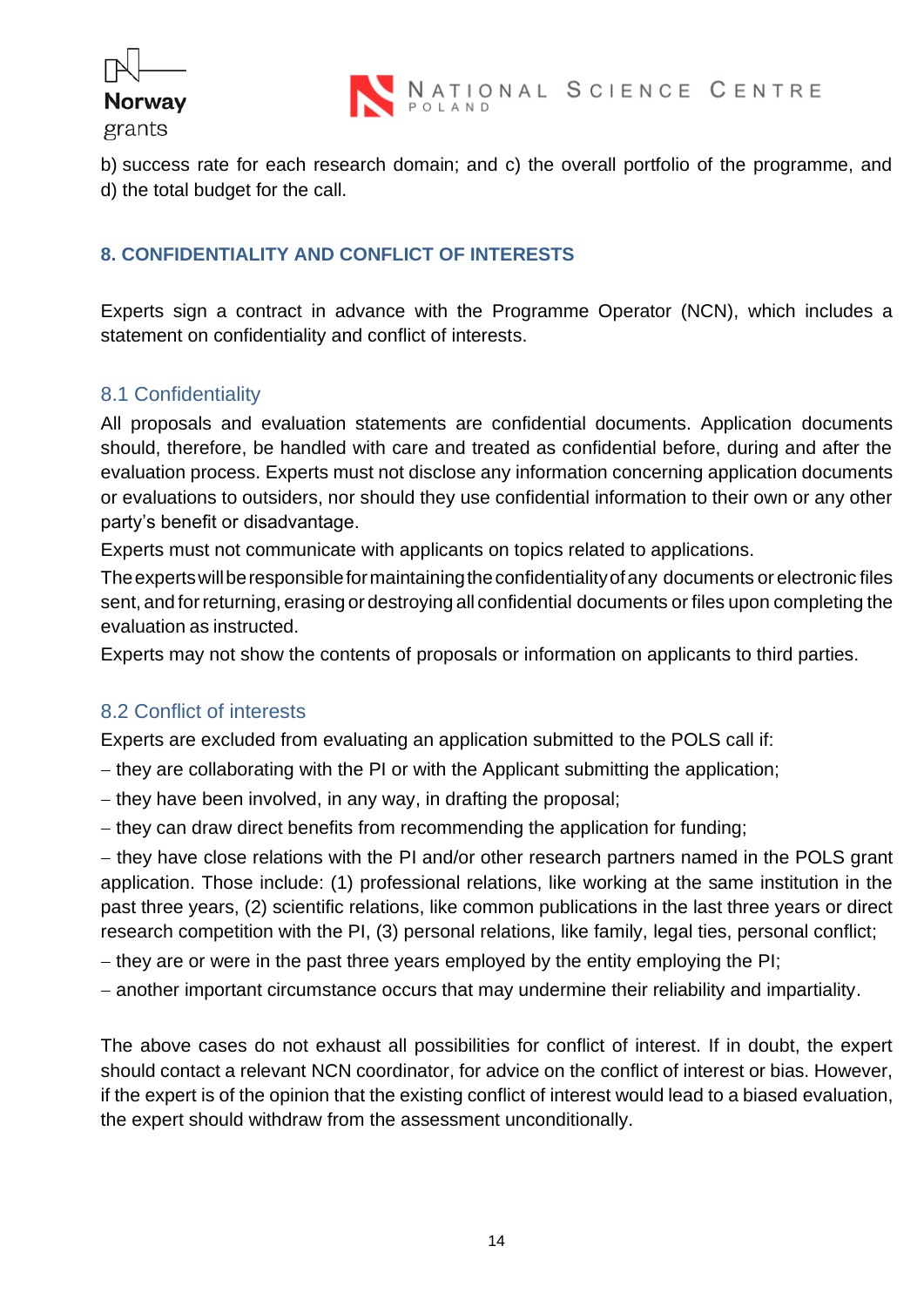b) success rate for each research domain; and c) the overall portfolio of the programme, and d) the total budget for the call.

## 8. CONFIDENTIALITY AND CONFLICT OF INTERESTS

Experts sign a contract in advance with the Programme Operator (NCN), which includes a statement on confidentiality and conflict of interests.

### 8.1 Confidentiality

All proposals and evaluation statements are confidential documents. Application documents should, therefore, be handled with care and treated as confidential before, during and after the evaluation process. Experts must not disclose any information concerning application documents or evaluations to outsiders, nor should they use confidential information to their own or any other party's benefit or disadvantage.

Experts must not communicate with applicants on topics related to applications.

The experts will be responsible for maintaining the confidentiality of any documents or electronic files sent, and for returning, erasing or destroying all confidential documents or files upon completing the evaluation as instructed.

Experts may not show the contents of proposals or information on applicants to third parties.

### 8.2 Conflict of interests

Experts are excluded from evaluating an application submitted to the POLS call if:

- they are collaborating with the PI or with the Applicant submitting the application;
- they have been involved, in any way, in drafting the proposal;
- they can draw direct benefits from recommending the application for funding;
- they have close relations with the PI and/or other research partners named in the POLS grant application. Those include: (1) professional relations, like working at the same institution in the past three years, (2) scientific relations, like common publications in the last three years or direct research competition with the PI, (3) personal relations, like family, legal ties, personal conflict;
- they are or were in the past three years employed by the entity employing the PI;
- another important circumstance occurs that may undermine their reliability and impartiality.

The above cases do not exhaust all possibilities for conflict of interest. If in doubt, the expert should contact a relevant NCN coordinator, for advice on the conflict of interest or bias. However, if the expert is of the opinion that the existing conflict of interest would lead to a biased evaluation, the expert should withdraw from the assessment unconditionally.